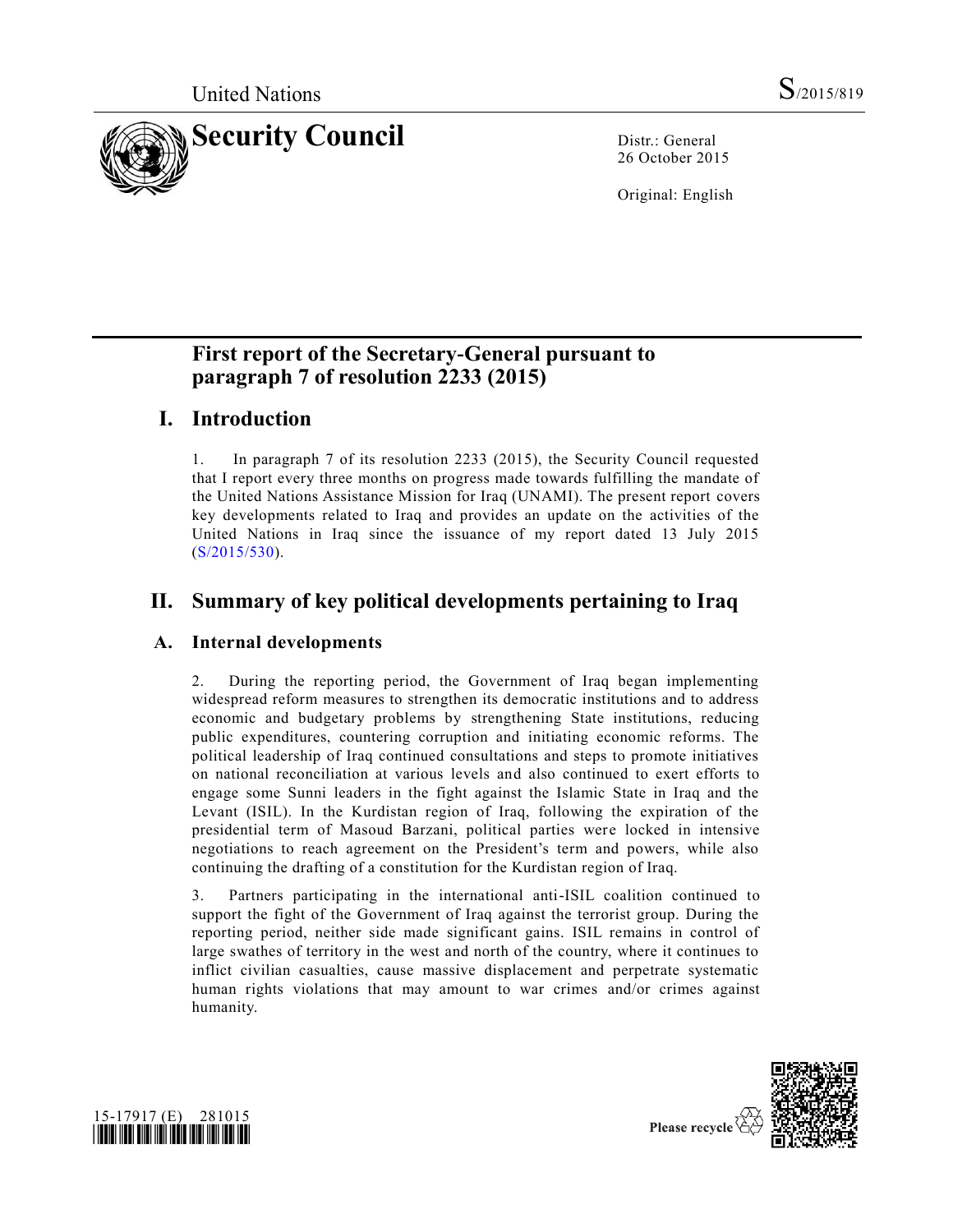United Nations S/2015/819

# Security Council

Distr.: General
26 October 2015

Original: English

# First report of the Secretary-General pursuant to paragraph 7 of resolution 2233 (2015)

## I. Introduction

1. In paragraph 7 of its resolution 2233 (2015), the Security Council requested that I report every three months on progress made towards fulfilling the mandate of the United Nations Assistance Mission for Iraq (UNAMI). The present report covers key developments related to Iraq and provides an update on the activities of the United Nations in Iraq since the issuance of my report dated 13 July 2015 (S/2015/530).

## II. Summary of key political developments pertaining to Iraq

### A. Internal developments

2. During the reporting period, the Government of Iraq began implementing widespread reform measures to strengthen its democratic institutions and to address economic and budgetary problems by strengthening State institutions, reducing public expenditures, countering corruption and initiating economic reforms. The political leadership of Iraq continued consultations and steps to promote initiatives on national reconciliation at various levels and also continued to exert efforts to engage some Sunni leaders in the fight against the Islamic State in Iraq and the Levant (ISIL). In the Kurdistan region of Iraq, following the expiration of the presidential term of Masoud Barzani, political parties were locked in intensive negotiations to reach agreement on the President's term and powers, while also continuing the drafting of a constitution for the Kurdistan region of Iraq.

3. Partners participating in the international anti-ISIL coalition continued to support the fight of the Government of Iraq against the terrorist group. During the reporting period, neither side made significant gains. ISIL remains in control of large swathes of territory in the west and north of the country, where it continues to inflict civilian casualties, cause massive displacement and perpetrate systematic human rights violations that may amount to war crimes and/or crimes against humanity.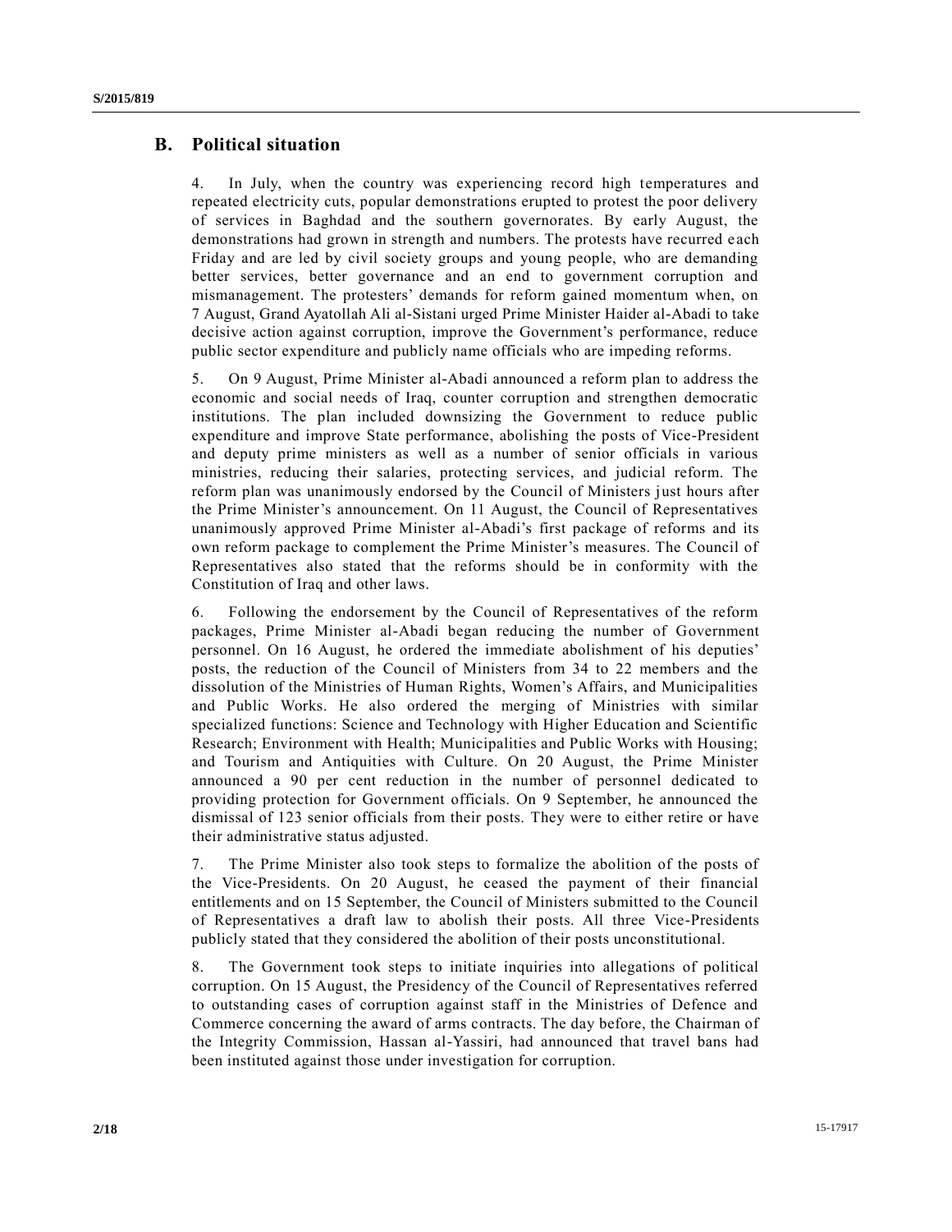## B. Political situation

4. In July, when the country was experiencing record high temperatures and repeated electricity cuts, popular demonstrations erupted to protest the poor delivery of services in Baghdad and the southern governorates. By early August, the demonstrations had grown in strength and numbers. The protests have recurred each Friday and are led by civil society groups and young people, who are demanding better services, better governance and an end to government corruption and mismanagement. The protesters' demands for reform gained momentum when, on 7 August, Grand Ayatollah Ali al-Sistani urged Prime Minister Haider al-Abadi to take decisive action against corruption, improve the Government's performance, reduce public sector expenditure and publicly name officials who are impeding reforms.

5. On 9 August, Prime Minister al-Abadi announced a reform plan to address the economic and social needs of Iraq, counter corruption and strengthen democratic institutions. The plan included downsizing the Government to reduce public expenditure and improve State performance, abolishing the posts of Vice-President and deputy prime ministers as well as a number of senior officials in various ministries, reducing their salaries, protecting services, and judicial reform. The reform plan was unanimously endorsed by the Council of Ministers just hours after the Prime Minister's announcement. On 11 August, the Council of Representatives unanimously approved Prime Minister al-Abadi's first package of reforms and its own reform package to complement the Prime Minister's measures. The Council of Representatives also stated that the reforms should be in conformity with the Constitution of Iraq and other laws.

6. Following the endorsement by the Council of Representatives of the reform packages, Prime Minister al-Abadi began reducing the number of Government personnel. On 16 August, he ordered the immediate abolishment of his deputies' posts, the reduction of the Council of Ministers from 34 to 22 members and the dissolution of the Ministries of Human Rights, Women's Affairs, and Municipalities and Public Works. He also ordered the merging of Ministries with similar specialized functions: Science and Technology with Higher Education and Scientific Research; Environment with Health; Municipalities and Public Works with Housing; and Tourism and Antiquities with Culture. On 20 August, the Prime Minister announced a 90 per cent reduction in the number of personnel dedicated to providing protection for Government officials. On 9 September, he announced the dismissal of 123 senior officials from their posts. They were to either retire or have their administrative status adjusted.

7. The Prime Minister also took steps to formalize the abolition of the posts of the Vice-Presidents. On 20 August, he ceased the payment of their financial entitlements and on 15 September, the Council of Ministers submitted to the Council of Representatives a draft law to abolish their posts. All three Vice-Presidents publicly stated that they considered the abolition of their posts unconstitutional.

8. The Government took steps to initiate inquiries into allegations of political corruption. On 15 August, the Presidency of the Council of Representatives referred to outstanding cases of corruption against staff in the Ministries of Defence and Commerce concerning the award of arms contracts. The day before, the Chairman of the Integrity Commission, Hassan al-Yassiri, had announced that travel bans had been instituted against those under investigation for corruption.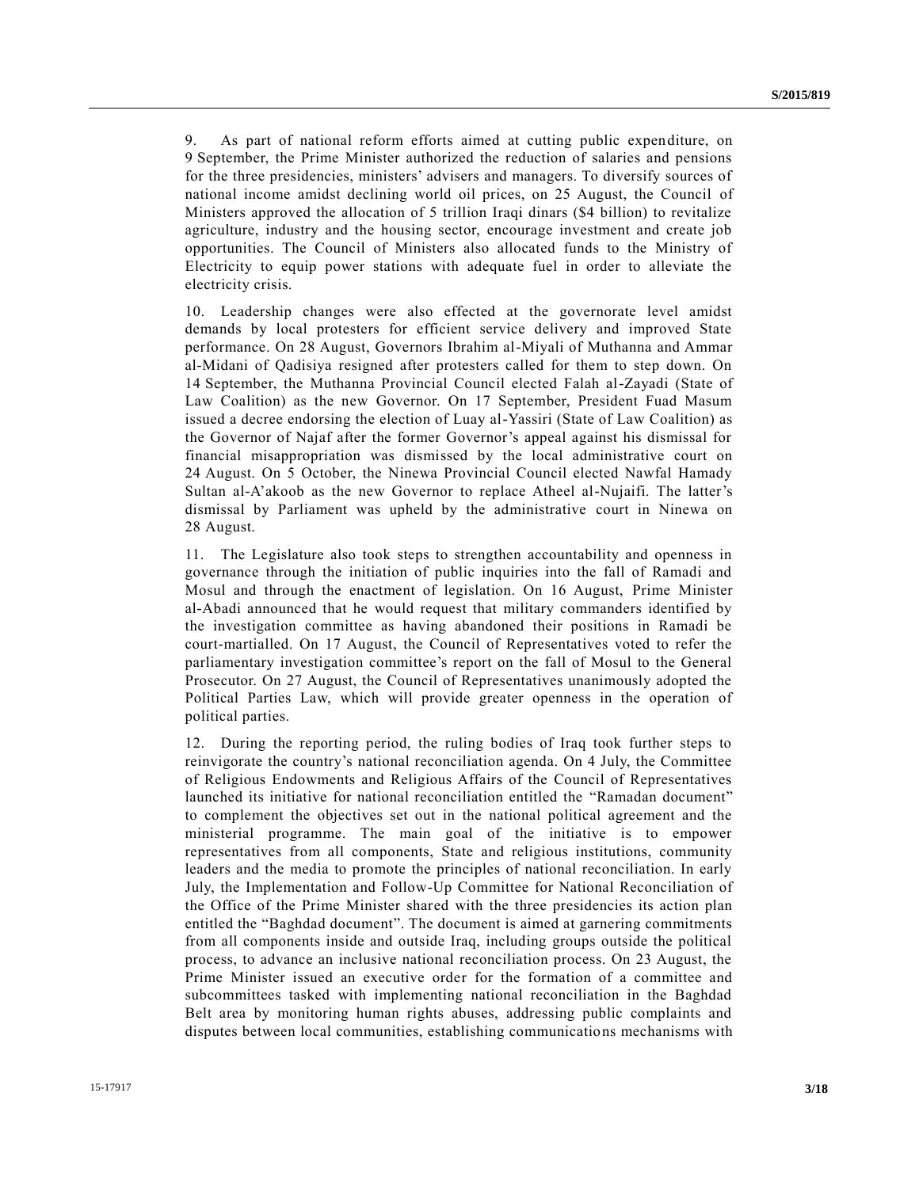9. As part of national reform efforts aimed at cutting public expenditure, on 9 September, the Prime Minister authorized the reduction of salaries and pensions for the three presidencies, ministers' advisers and managers. To diversify sources of national income amidst declining world oil prices, on 25 August, the Council of Ministers approved the allocation of 5 trillion Iraqi dinars ($4 billion) to revitalize agriculture, industry and the housing sector, encourage investment and create job opportunities. The Council of Ministers also allocated funds to the Ministry of Electricity to equip power stations with adequate fuel in order to alleviate the electricity crisis.

10. Leadership changes were also effected at the governorate level amidst demands by local protesters for efficient service delivery and improved State performance. On 28 August, Governors Ibrahim al-Miyali of Muthanna and Ammar al-Midani of Qadisiya resigned after protesters called for them to step down. On 14 September, the Muthanna Provincial Council elected Falah al-Zayadi (State of Law Coalition) as the new Governor. On 17 September, President Fuad Masum issued a decree endorsing the election of Luay al-Yassiri (State of Law Coalition) as the Governor of Najaf after the former Governor's appeal against his dismissal for financial misappropriation was dismissed by the local administrative court on 24 August. On 5 October, the Ninewa Provincial Council elected Nawfal Hamady Sultan al-A'akoob as the new Governor to replace Atheel al-Nujaifi. The latter's dismissal by Parliament was upheld by the administrative court in Ninewa on 28 August.

11. The Legislature also took steps to strengthen accountability and openness in governance through the initiation of public inquiries into the fall of Ramadi and Mosul and through the enactment of legislation. On 16 August, Prime Minister al-Abadi announced that he would request that military commanders identified by the investigation committee as having abandoned their positions in Ramadi be court-martialled. On 17 August, the Council of Representatives voted to refer the parliamentary investigation committee's report on the fall of Mosul to the General Prosecutor. On 27 August, the Council of Representatives unanimously adopted the Political Parties Law, which will provide greater openness in the operation of political parties.

12. During the reporting period, the ruling bodies of Iraq took further steps to reinvigorate the country's national reconciliation agenda. On 4 July, the Committee of Religious Endowments and Religious Affairs of the Council of Representatives launched its initiative for national reconciliation entitled the "Ramadan document" to complement the objectives set out in the national political agreement and the ministerial programme. The main goal of the initiative is to empower representatives from all components, State and religious institutions, community leaders and the media to promote the principles of national reconciliation. In early July, the Implementation and Follow-Up Committee for National Reconciliation of the Office of the Prime Minister shared with the three presidencies its action plan entitled the "Baghdad document". The document is aimed at garnering commitments from all components inside and outside Iraq, including groups outside the political process, to advance an inclusive national reconciliation process. On 23 August, the Prime Minister issued an executive order for the formation of a committee and subcommittees tasked with implementing national reconciliation in the Baghdad Belt area by monitoring human rights abuses, addressing public complaints and disputes between local communities, establishing communications mechanisms with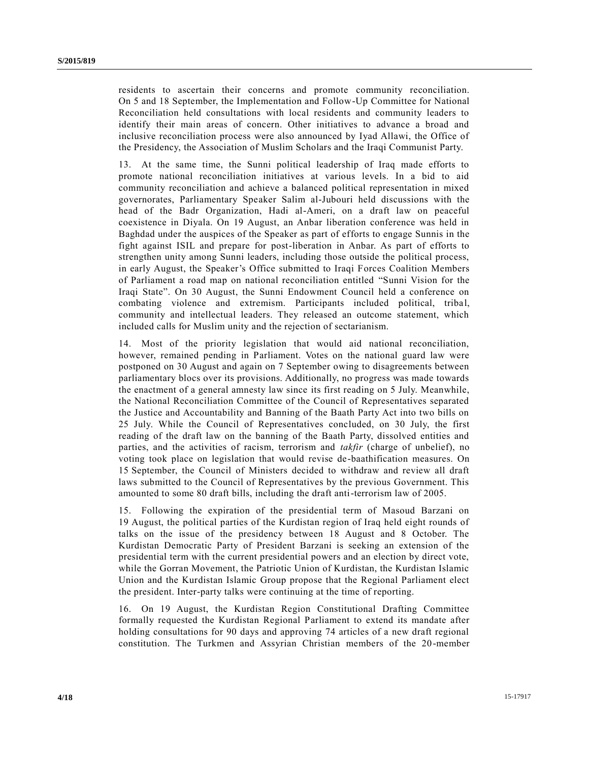residents to ascertain their concerns and promote community reconciliation. On 5 and 18 September, the Implementation and Follow-Up Committee for National Reconciliation held consultations with local residents and community leaders to identify their main areas of concern. Other initiatives to advance a broad and inclusive reconciliation process were also announced by Iyad Allawi, the Office of the Presidency, the Association of Muslim Scholars and the Iraqi Communist Party.

13. At the same time, the Sunni political leadership of Iraq made efforts to promote national reconciliation initiatives at various levels. In a bid to aid community reconciliation and achieve a balanced political representation in mixed governorates, Parliamentary Speaker Salim al-Jubouri held discussions with the head of the Badr Organization, Hadi al-Ameri, on a draft law on peaceful coexistence in Diyala. On 19 August, an Anbar liberation conference was held in Baghdad under the auspices of the Speaker as part of efforts to engage Sunnis in the fight against ISIL and prepare for post-liberation in Anbar. As part of efforts to strengthen unity among Sunni leaders, including those outside the political process, in early August, the Speaker's Office submitted to Iraqi Forces Coalition Members of Parliament a road map on national reconciliation entitled "Sunni Vision for the Iraqi State". On 30 August, the Sunni Endowment Council held a conference on combating violence and extremism. Participants included political, tribal, community and intellectual leaders. They released an outcome statement, which included calls for Muslim unity and the rejection of sectarianism.

14. Most of the priority legislation that would aid national reconciliation, however, remained pending in Parliament. Votes on the national guard law were postponed on 30 August and again on 7 September owing to disagreements between parliamentary blocs over its provisions. Additionally, no progress was made towards the enactment of a general amnesty law since its first reading on 5 July. Meanwhile, the National Reconciliation Committee of the Council of Representatives separated the Justice and Accountability and Banning of the Baath Party Act into two bills on 25 July. While the Council of Representatives concluded, on 30 July, the first reading of the draft law on the banning of the Baath Party, dissolved entities and parties, and the activities of racism, terrorism and *takfir* (charge of unbelief), no voting took place on legislation that would revise de-baathification measures. On 15 September, the Council of Ministers decided to withdraw and review all draft laws submitted to the Council of Representatives by the previous Government. This amounted to some 80 draft bills, including the draft anti-terrorism law of 2005.

15. Following the expiration of the presidential term of Masoud Barzani on 19 August, the political parties of the Kurdistan region of Iraq held eight rounds of talks on the issue of the presidency between 18 August and 8 October. The Kurdistan Democratic Party of President Barzani is seeking an extension of the presidential term with the current presidential powers and an election by direct vote, while the Gorran Movement, the Patriotic Union of Kurdistan, the Kurdistan Islamic Union and the Kurdistan Islamic Group propose that the Regional Parliament elect the president. Inter-party talks were continuing at the time of reporting.

16. On 19 August, the Kurdistan Region Constitutional Drafting Committee formally requested the Kurdistan Regional Parliament to extend its mandate after holding consultations for 90 days and approving 74 articles of a new draft regional constitution. The Turkmen and Assyrian Christian members of the 20-member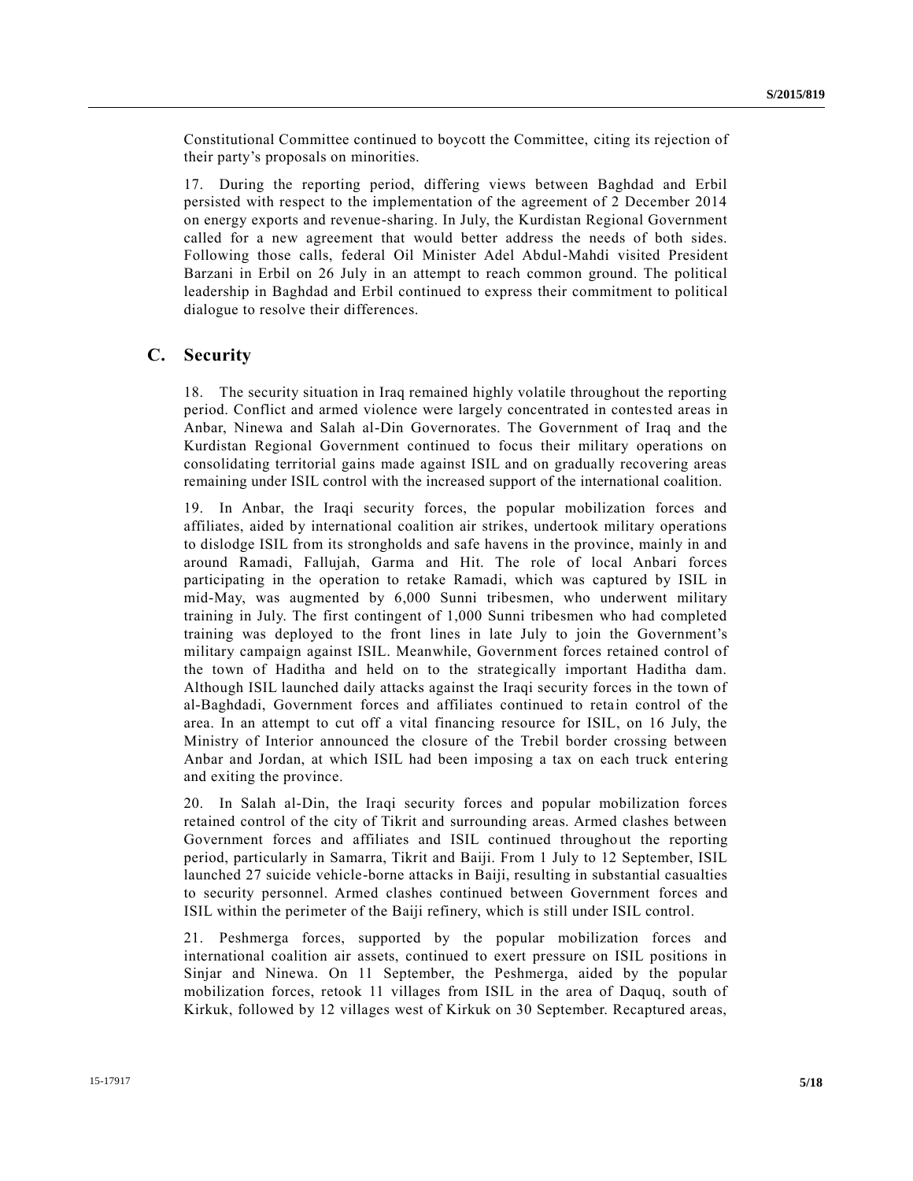Constitutional Committee continued to boycott the Committee, citing its rejection of their party's proposals on minorities.

17. During the reporting period, differing views between Baghdad and Erbil persisted with respect to the implementation of the agreement of 2 December 2014 on energy exports and revenue-sharing. In July, the Kurdistan Regional Government called for a new agreement that would better address the needs of both sides. Following those calls, federal Oil Minister Adel Abdul-Mahdi visited President Barzani in Erbil on 26 July in an attempt to reach common ground. The political leadership in Baghdad and Erbil continued to express their commitment to political dialogue to resolve their differences.

## C. Security

18. The security situation in Iraq remained highly volatile throughout the reporting period. Conflict and armed violence were largely concentrated in contested areas in Anbar, Ninewa and Salah al-Din Governorates. The Government of Iraq and the Kurdistan Regional Government continued to focus their military operations on consolidating territorial gains made against ISIL and on gradually recovering areas remaining under ISIL control with the increased support of the international coalition.

19. In Anbar, the Iraqi security forces, the popular mobilization forces and affiliates, aided by international coalition air strikes, undertook military operations to dislodge ISIL from its strongholds and safe havens in the province, mainly in and around Ramadi, Fallujah, Garma and Hit. The role of local Anbari forces participating in the operation to retake Ramadi, which was captured by ISIL in mid-May, was augmented by 6,000 Sunni tribesmen, who underwent military training in July. The first contingent of 1,000 Sunni tribesmen who had completed training was deployed to the front lines in late July to join the Government's military campaign against ISIL. Meanwhile, Government forces retained control of the town of Haditha and held on to the strategically important Haditha dam. Although ISIL launched daily attacks against the Iraqi security forces in the town of al-Baghdadi, Government forces and affiliates continued to retain control of the area. In an attempt to cut off a vital financing resource for ISIL, on 16 July, the Ministry of Interior announced the closure of the Trebil border crossing between Anbar and Jordan, at which ISIL had been imposing a tax on each truck entering and exiting the province.

20. In Salah al-Din, the Iraqi security forces and popular mobilization forces retained control of the city of Tikrit and surrounding areas. Armed clashes between Government forces and affiliates and ISIL continued throughout the reporting period, particularly in Samarra, Tikrit and Baiji. From 1 July to 12 September, ISIL launched 27 suicide vehicle-borne attacks in Baiji, resulting in substantial casualties to security personnel. Armed clashes continued between Government forces and ISIL within the perimeter of the Baiji refinery, which is still under ISIL control.

21. Peshmerga forces, supported by the popular mobilization forces and international coalition air assets, continued to exert pressure on ISIL positions in Sinjar and Ninewa. On 11 September, the Peshmerga, aided by the popular mobilization forces, retook 11 villages from ISIL in the area of Daquq, south of Kirkuk, followed by 12 villages west of Kirkuk on 30 September. Recaptured areas,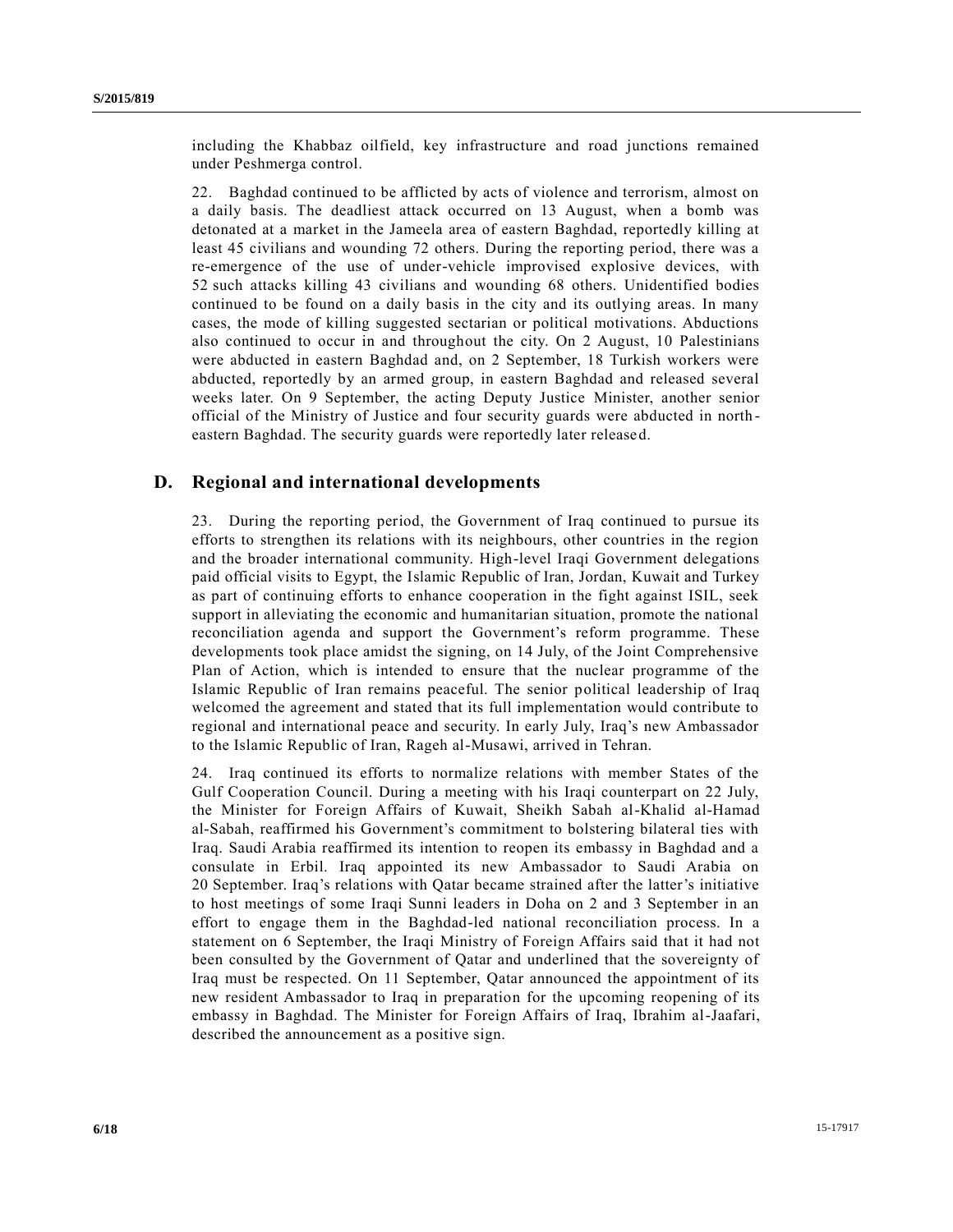including the Khabbaz oilfield, key infrastructure and road junctions remained under Peshmerga control.

22. Baghdad continued to be afflicted by acts of violence and terrorism, almost on a daily basis. The deadliest attack occurred on 13 August, when a bomb was detonated at a market in the Jameela area of eastern Baghdad, reportedly killing at least 45 civilians and wounding 72 others. During the reporting period, there was a re-emergence of the use of under-vehicle improvised explosive devices, with 52 such attacks killing 43 civilians and wounding 68 others. Unidentified bodies continued to be found on a daily basis in the city and its outlying areas. In many cases, the mode of killing suggested sectarian or political motivations. Abductions also continued to occur in and throughout the city. On 2 August, 10 Palestinians were abducted in eastern Baghdad and, on 2 September, 18 Turkish workers were abducted, reportedly by an armed group, in eastern Baghdad and released several weeks later. On 9 September, the acting Deputy Justice Minister, another senior official of the Ministry of Justice and four security guards were abducted in north-eastern Baghdad. The security guards were reportedly later released.

## D. Regional and international developments

23. During the reporting period, the Government of Iraq continued to pursue its efforts to strengthen its relations with its neighbours, other countries in the region and the broader international community. High-level Iraqi Government delegations paid official visits to Egypt, the Islamic Republic of Iran, Jordan, Kuwait and Turkey as part of continuing efforts to enhance cooperation in the fight against ISIL, seek support in alleviating the economic and humanitarian situation, promote the national reconciliation agenda and support the Government's reform programme. These developments took place amidst the signing, on 14 July, of the Joint Comprehensive Plan of Action, which is intended to ensure that the nuclear programme of the Islamic Republic of Iran remains peaceful. The senior political leadership of Iraq welcomed the agreement and stated that its full implementation would contribute to regional and international peace and security. In early July, Iraq's new Ambassador to the Islamic Republic of Iran, Rageh al-Musawi, arrived in Tehran.

24. Iraq continued its efforts to normalize relations with member States of the Gulf Cooperation Council. During a meeting with his Iraqi counterpart on 22 July, the Minister for Foreign Affairs of Kuwait, Sheikh Sabah al-Khalid al-Hamad al-Sabah, reaffirmed his Government's commitment to bolstering bilateral ties with Iraq. Saudi Arabia reaffirmed its intention to reopen its embassy in Baghdad and a consulate in Erbil. Iraq appointed its new Ambassador to Saudi Arabia on 20 September. Iraq's relations with Qatar became strained after the latter's initiative to host meetings of some Iraqi Sunni leaders in Doha on 2 and 3 September in an effort to engage them in the Baghdad-led national reconciliation process. In a statement on 6 September, the Iraqi Ministry of Foreign Affairs said that it had not been consulted by the Government of Qatar and underlined that the sovereignty of Iraq must be respected. On 11 September, Qatar announced the appointment of its new resident Ambassador to Iraq in preparation for the upcoming reopening of its embassy in Baghdad. The Minister for Foreign Affairs of Iraq, Ibrahim al-Jaafari, described the announcement as a positive sign.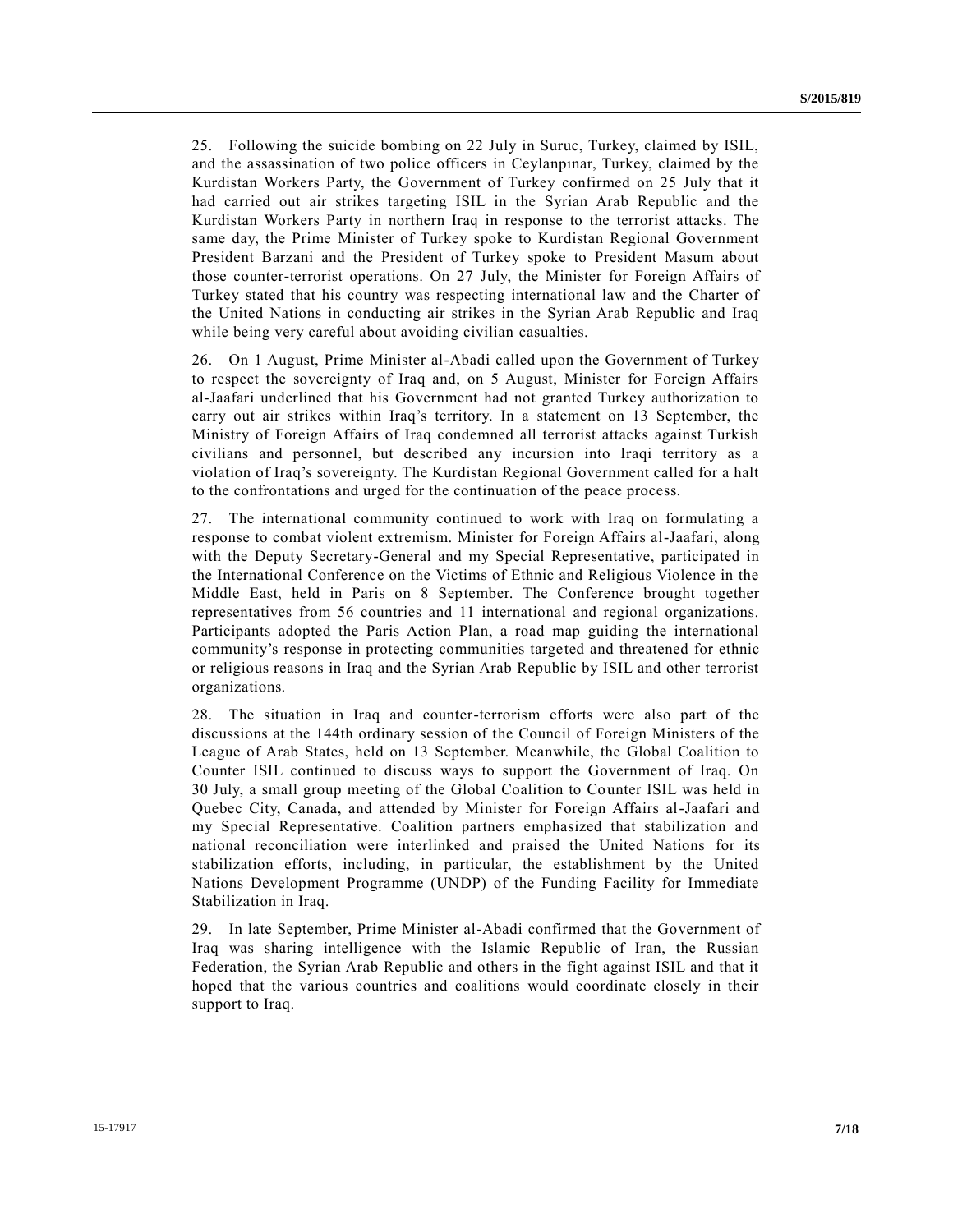25. Following the suicide bombing on 22 July in Suruc, Turkey, claimed by ISIL, and the assassination of two police officers in Ceylanpınar, Turkey, claimed by the Kurdistan Workers Party, the Government of Turkey confirmed on 25 July that it had carried out air strikes targeting ISIL in the Syrian Arab Republic and the Kurdistan Workers Party in northern Iraq in response to the terrorist attacks. The same day, the Prime Minister of Turkey spoke to Kurdistan Regional Government President Barzani and the President of Turkey spoke to President Masum about those counter-terrorist operations. On 27 July, the Minister for Foreign Affairs of Turkey stated that his country was respecting international law and the Charter of the United Nations in conducting air strikes in the Syrian Arab Republic and Iraq while being very careful about avoiding civilian casualties.

26. On 1 August, Prime Minister al-Abadi called upon the Government of Turkey to respect the sovereignty of Iraq and, on 5 August, Minister for Foreign Affairs al-Jaafari underlined that his Government had not granted Turkey authorization to carry out air strikes within Iraq's territory. In a statement on 13 September, the Ministry of Foreign Affairs of Iraq condemned all terrorist attacks against Turkish civilians and personnel, but described any incursion into Iraqi territory as a violation of Iraq's sovereignty. The Kurdistan Regional Government called for a halt to the confrontations and urged for the continuation of the peace process.

27. The international community continued to work with Iraq on formulating a response to combat violent extremism. Minister for Foreign Affairs al-Jaafari, along with the Deputy Secretary-General and my Special Representative, participated in the International Conference on the Victims of Ethnic and Religious Violence in the Middle East, held in Paris on 8 September. The Conference brought together representatives from 56 countries and 11 international and regional organizations. Participants adopted the Paris Action Plan, a road map guiding the international community's response in protecting communities targeted and threatened for ethnic or religious reasons in Iraq and the Syrian Arab Republic by ISIL and other terrorist organizations.

28. The situation in Iraq and counter-terrorism efforts were also part of the discussions at the 144th ordinary session of the Council of Foreign Ministers of the League of Arab States, held on 13 September. Meanwhile, the Global Coalition to Counter ISIL continued to discuss ways to support the Government of Iraq. On 30 July, a small group meeting of the Global Coalition to Counter ISIL was held in Quebec City, Canada, and attended by Minister for Foreign Affairs al-Jaafari and my Special Representative. Coalition partners emphasized that stabilization and national reconciliation were interlinked and praised the United Nations for its stabilization efforts, including, in particular, the establishment by the United Nations Development Programme (UNDP) of the Funding Facility for Immediate Stabilization in Iraq.

29. In late September, Prime Minister al-Abadi confirmed that the Government of Iraq was sharing intelligence with the Islamic Republic of Iran, the Russian Federation, the Syrian Arab Republic and others in the fight against ISIL and that it hoped that the various countries and coalitions would coordinate closely in their support to Iraq.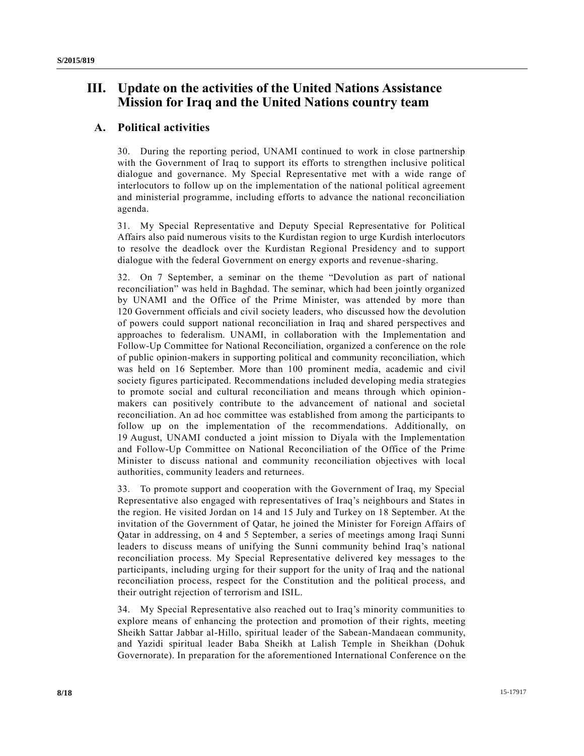# III. Update on the activities of the United Nations Assistance Mission for Iraq and the United Nations country team

## A. Political activities

30. During the reporting period, UNAMI continued to work in close partnership with the Government of Iraq to support its efforts to strengthen inclusive political dialogue and governance. My Special Representative met with a wide range of interlocutors to follow up on the implementation of the national political agreement and ministerial programme, including efforts to advance the national reconciliation agenda.

31. My Special Representative and Deputy Special Representative for Political Affairs also paid numerous visits to the Kurdistan region to urge Kurdish interlocutors to resolve the deadlock over the Kurdistan Regional Presidency and to support dialogue with the federal Government on energy exports and revenue-sharing.

32. On 7 September, a seminar on the theme "Devolution as part of national reconciliation" was held in Baghdad. The seminar, which had been jointly organized by UNAMI and the Office of the Prime Minister, was attended by more than 120 Government officials and civil society leaders, who discussed how the devolution of powers could support national reconciliation in Iraq and shared perspectives and approaches to federalism. UNAMI, in collaboration with the Implementation and Follow-Up Committee for National Reconciliation, organized a conference on the role of public opinion-makers in supporting political and community reconciliation, which was held on 16 September. More than 100 prominent media, academic and civil society figures participated. Recommendations included developing media strategies to promote social and cultural reconciliation and means through which opinion-makers can positively contribute to the advancement of national and societal reconciliation. An ad hoc committee was established from among the participants to follow up on the implementation of the recommendations. Additionally, on 19 August, UNAMI conducted a joint mission to Diyala with the Implementation and Follow-Up Committee on National Reconciliation of the Office of the Prime Minister to discuss national and community reconciliation objectives with local authorities, community leaders and returnees.

33. To promote support and cooperation with the Government of Iraq, my Special Representative also engaged with representatives of Iraq's neighbours and States in the region. He visited Jordan on 14 and 15 July and Turkey on 18 September. At the invitation of the Government of Qatar, he joined the Minister for Foreign Affairs of Qatar in addressing, on 4 and 5 September, a series of meetings among Iraqi Sunni leaders to discuss means of unifying the Sunni community behind Iraq's national reconciliation process. My Special Representative delivered key messages to the participants, including urging for their support for the unity of Iraq and the national reconciliation process, respect for the Constitution and the political process, and their outright rejection of terrorism and ISIL.

34. My Special Representative also reached out to Iraq's minority communities to explore means of enhancing the protection and promotion of their rights, meeting Sheikh Sattar Jabbar al-Hillo, spiritual leader of the Sabean-Mandaean community, and Yazidi spiritual leader Baba Sheikh at Lalish Temple in Sheikhan (Dohuk Governorate). In preparation for the aforementioned International Conference on the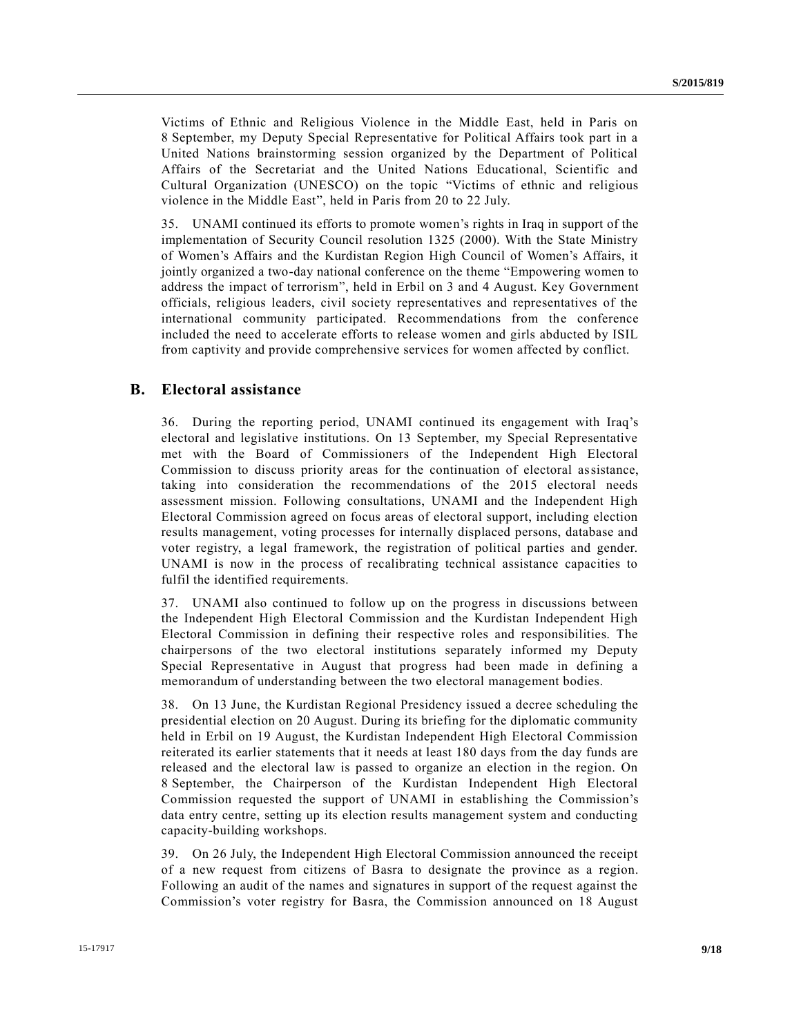Victims of Ethnic and Religious Violence in the Middle East, held in Paris on 8 September, my Deputy Special Representative for Political Affairs took part in a United Nations brainstorming session organized by the Department of Political Affairs of the Secretariat and the United Nations Educational, Scientific and Cultural Organization (UNESCO) on the topic "Victims of ethnic and religious violence in the Middle East", held in Paris from 20 to 22 July.

35. UNAMI continued its efforts to promote women's rights in Iraq in support of the implementation of Security Council resolution 1325 (2000). With the State Ministry of Women's Affairs and the Kurdistan Region High Council of Women's Affairs, it jointly organized a two-day national conference on the theme "Empowering women to address the impact of terrorism", held in Erbil on 3 and 4 August. Key Government officials, religious leaders, civil society representatives and representatives of the international community participated. Recommendations from the conference included the need to accelerate efforts to release women and girls abducted by ISIL from captivity and provide comprehensive services for women affected by conflict.

## B. Electoral assistance

36. During the reporting period, UNAMI continued its engagement with Iraq's electoral and legislative institutions. On 13 September, my Special Representative met with the Board of Commissioners of the Independent High Electoral Commission to discuss priority areas for the continuation of electoral assistance, taking into consideration the recommendations of the 2015 electoral needs assessment mission. Following consultations, UNAMI and the Independent High Electoral Commission agreed on focus areas of electoral support, including election results management, voting processes for internally displaced persons, database and voter registry, a legal framework, the registration of political parties and gender. UNAMI is now in the process of recalibrating technical assistance capacities to fulfil the identified requirements.

37. UNAMI also continued to follow up on the progress in discussions between the Independent High Electoral Commission and the Kurdistan Independent High Electoral Commission in defining their respective roles and responsibilities. The chairpersons of the two electoral institutions separately informed my Deputy Special Representative in August that progress had been made in defining a memorandum of understanding between the two electoral management bodies.

38. On 13 June, the Kurdistan Regional Presidency issued a decree scheduling the presidential election on 20 August. During its briefing for the diplomatic community held in Erbil on 19 August, the Kurdistan Independent High Electoral Commission reiterated its earlier statements that it needs at least 180 days from the day funds are released and the electoral law is passed to organize an election in the region. On 8 September, the Chairperson of the Kurdistan Independent High Electoral Commission requested the support of UNAMI in establishing the Commission's data entry centre, setting up its election results management system and conducting capacity-building workshops.

39. On 26 July, the Independent High Electoral Commission announced the receipt of a new request from citizens of Basra to designate the province as a region. Following an audit of the names and signatures in support of the request against the Commission's voter registry for Basra, the Commission announced on 18 August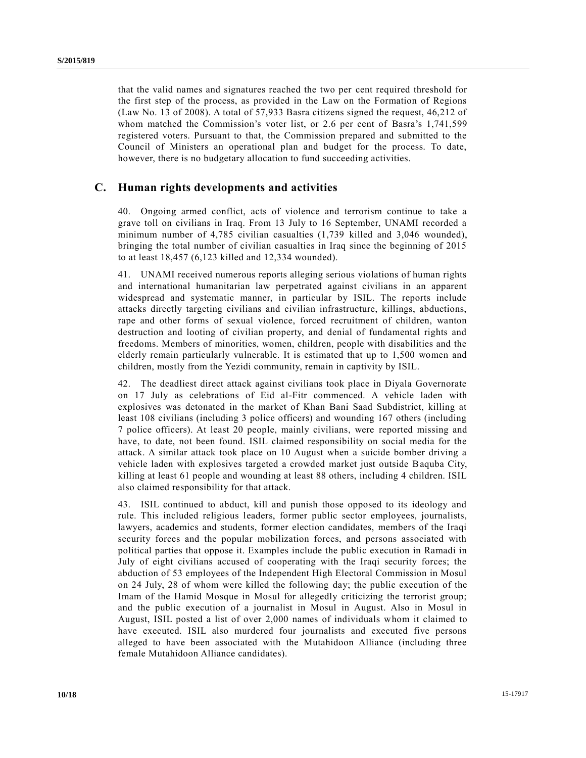that the valid names and signatures reached the two per cent required threshold for the first step of the process, as provided in the Law on the Formation of Regions (Law No. 13 of 2008). A total of 57,933 Basra citizens signed the request, 46,212 of whom matched the Commission's voter list, or 2.6 per cent of Basra's 1,741,599 registered voters. Pursuant to that, the Commission prepared and submitted to the Council of Ministers an operational plan and budget for the process. To date, however, there is no budgetary allocation to fund succeeding activities.

## C. Human rights developments and activities

40. Ongoing armed conflict, acts of violence and terrorism continue to take a grave toll on civilians in Iraq. From 13 July to 16 September, UNAMI recorded a minimum number of 4,785 civilian casualties (1,739 killed and 3,046 wounded), bringing the total number of civilian casualties in Iraq since the beginning of 2015 to at least 18,457 (6,123 killed and 12,334 wounded).

41. UNAMI received numerous reports alleging serious violations of human rights and international humanitarian law perpetrated against civilians in an apparent widespread and systematic manner, in particular by ISIL. The reports include attacks directly targeting civilians and civilian infrastructure, killings, abductions, rape and other forms of sexual violence, forced recruitment of children, wanton destruction and looting of civilian property, and denial of fundamental rights and freedoms. Members of minorities, women, children, people with disabilities and the elderly remain particularly vulnerable. It is estimated that up to 1,500 women and children, mostly from the Yezidi community, remain in captivity by ISIL.

42. The deadliest direct attack against civilians took place in Diyala Governorate on 17 July as celebrations of Eid al-Fitr commenced. A vehicle laden with explosives was detonated in the market of Khan Bani Saad Subdistrict, killing at least 108 civilians (including 3 police officers) and wounding 167 others (including 7 police officers). At least 20 people, mainly civilians, were reported missing and have, to date, not been found. ISIL claimed responsibility on social media for the attack. A similar attack took place on 10 August when a suicide bomber driving a vehicle laden with explosives targeted a crowded market just outside Baquba City, killing at least 61 people and wounding at least 88 others, including 4 children. ISIL also claimed responsibility for that attack.

43. ISIL continued to abduct, kill and punish those opposed to its ideology and rule. This included religious leaders, former public sector employees, journalists, lawyers, academics and students, former election candidates, members of the Iraqi security forces and the popular mobilization forces, and persons associated with political parties that oppose it. Examples include the public execution in Ramadi in July of eight civilians accused of cooperating with the Iraqi security forces; the abduction of 53 employees of the Independent High Electoral Commission in Mosul on 24 July, 28 of whom were killed the following day; the public execution of the Imam of the Hamid Mosque in Mosul for allegedly criticizing the terrorist group; and the public execution of a journalist in Mosul in August. Also in Mosul in August, ISIL posted a list of over 2,000 names of individuals whom it claimed to have executed. ISIL also murdered four journalists and executed five persons alleged to have been associated with the Mutahidoon Alliance (including three female Mutahidoon Alliance candidates).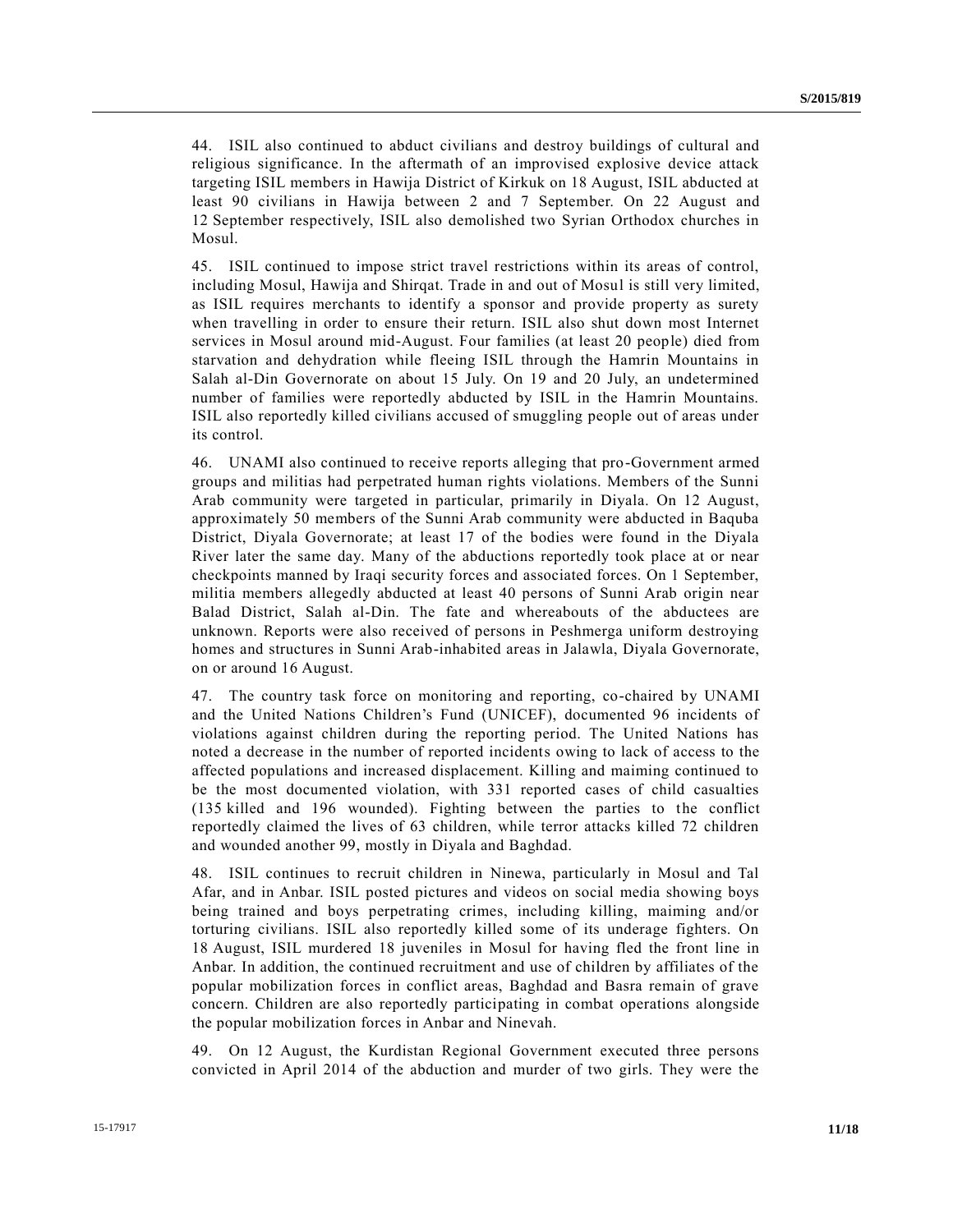44. ISIL also continued to abduct civilians and destroy buildings of cultural and religious significance. In the aftermath of an improvised explosive device attack targeting ISIL members in Hawija District of Kirkuk on 18 August, ISIL abducted at least 90 civilians in Hawija between 2 and 7 September. On 22 August and 12 September respectively, ISIL also demolished two Syrian Orthodox churches in Mosul.

45. ISIL continued to impose strict travel restrictions within its areas of control, including Mosul, Hawija and Shirqat. Trade in and out of Mosul is still very limited, as ISIL requires merchants to identify a sponsor and provide property as surety when travelling in order to ensure their return. ISIL also shut down most Internet services in Mosul around mid-August. Four families (at least 20 people) died from starvation and dehydration while fleeing ISIL through the Hamrin Mountains in Salah al-Din Governorate on about 15 July. On 19 and 20 July, an undetermined number of families were reportedly abducted by ISIL in the Hamrin Mountains. ISIL also reportedly killed civilians accused of smuggling people out of areas under its control.

46. UNAMI also continued to receive reports alleging that pro-Government armed groups and militias had perpetrated human rights violations. Members of the Sunni Arab community were targeted in particular, primarily in Diyala. On 12 August, approximately 50 members of the Sunni Arab community were abducted in Baquba District, Diyala Governorate; at least 17 of the bodies were found in the Diyala River later the same day. Many of the abductions reportedly took place at or near checkpoints manned by Iraqi security forces and associated forces. On 1 September, militia members allegedly abducted at least 40 persons of Sunni Arab origin near Balad District, Salah al-Din. The fate and whereabouts of the abductees are unknown. Reports were also received of persons in Peshmerga uniform destroying homes and structures in Sunni Arab-inhabited areas in Jalawla, Diyala Governorate, on or around 16 August.

47. The country task force on monitoring and reporting, co-chaired by UNAMI and the United Nations Children's Fund (UNICEF), documented 96 incidents of violations against children during the reporting period. The United Nations has noted a decrease in the number of reported incidents owing to lack of access to the affected populations and increased displacement. Killing and maiming continued to be the most documented violation, with 331 reported cases of child casualties (135 killed and 196 wounded). Fighting between the parties to the conflict reportedly claimed the lives of 63 children, while terror attacks killed 72 children and wounded another 99, mostly in Diyala and Baghdad.

48. ISIL continues to recruit children in Ninewa, particularly in Mosul and Tal Afar, and in Anbar. ISIL posted pictures and videos on social media showing boys being trained and boys perpetrating crimes, including killing, maiming and/or torturing civilians. ISIL also reportedly killed some of its underage fighters. On 18 August, ISIL murdered 18 juveniles in Mosul for having fled the front line in Anbar. In addition, the continued recruitment and use of children by affiliates of the popular mobilization forces in conflict areas, Baghdad and Basra remain of grave concern. Children are also reportedly participating in combat operations alongside the popular mobilization forces in Anbar and Ninevah.

49. On 12 August, the Kurdistan Regional Government executed three persons convicted in April 2014 of the abduction and murder of two girls. They were the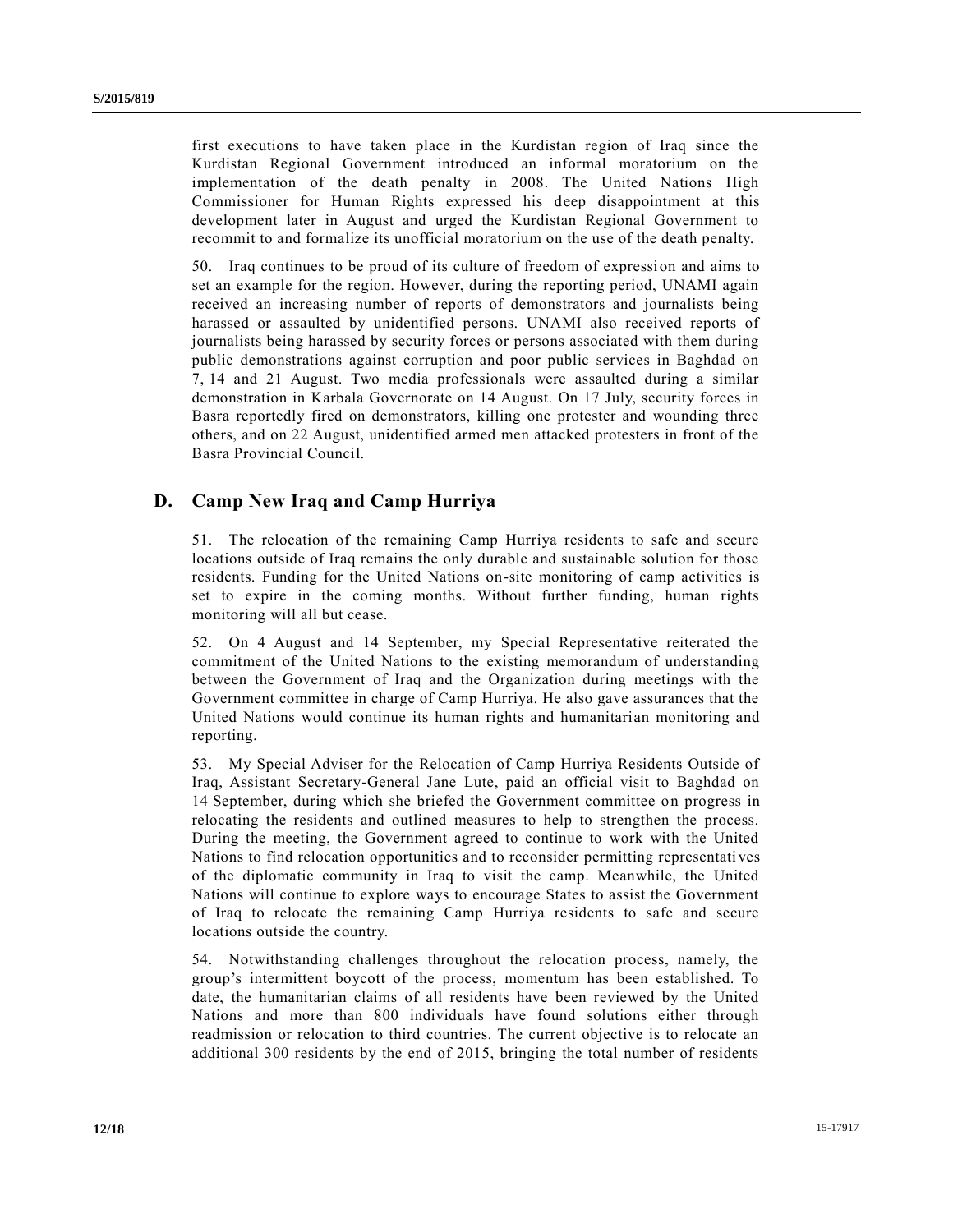first executions to have taken place in the Kurdistan region of Iraq since the Kurdistan Regional Government introduced an informal moratorium on the implementation of the death penalty in 2008. The United Nations High Commissioner for Human Rights expressed his deep disappointment at this development later in August and urged the Kurdistan Regional Government to recommit to and formalize its unofficial moratorium on the use of the death penalty.

50. Iraq continues to be proud of its culture of freedom of expression and aims to set an example for the region. However, during the reporting period, UNAMI again received an increasing number of reports of demonstrators and journalists being harassed or assaulted by unidentified persons. UNAMI also received reports of journalists being harassed by security forces or persons associated with them during public demonstrations against corruption and poor public services in Baghdad on 7, 14 and 21 August. Two media professionals were assaulted during a similar demonstration in Karbala Governorate on 14 August. On 17 July, security forces in Basra reportedly fired on demonstrators, killing one protester and wounding three others, and on 22 August, unidentified armed men attacked protesters in front of the Basra Provincial Council.

## D. Camp New Iraq and Camp Hurriya

51. The relocation of the remaining Camp Hurriya residents to safe and secure locations outside of Iraq remains the only durable and sustainable solution for those residents. Funding for the United Nations on-site monitoring of camp activities is set to expire in the coming months. Without further funding, human rights monitoring will all but cease.

52. On 4 August and 14 September, my Special Representative reiterated the commitment of the United Nations to the existing memorandum of understanding between the Government of Iraq and the Organization during meetings with the Government committee in charge of Camp Hurriya. He also gave assurances that the United Nations would continue its human rights and humanitarian monitoring and reporting.

53. My Special Adviser for the Relocation of Camp Hurriya Residents Outside of Iraq, Assistant Secretary-General Jane Lute, paid an official visit to Baghdad on 14 September, during which she briefed the Government committee on progress in relocating the residents and outlined measures to help to strengthen the process. During the meeting, the Government agreed to continue to work with the United Nations to find relocation opportunities and to reconsider permitting representatives of the diplomatic community in Iraq to visit the camp. Meanwhile, the United Nations will continue to explore ways to encourage States to assist the Government of Iraq to relocate the remaining Camp Hurriya residents to safe and secure locations outside the country.

54. Notwithstanding challenges throughout the relocation process, namely, the group's intermittent boycott of the process, momentum has been established. To date, the humanitarian claims of all residents have been reviewed by the United Nations and more than 800 individuals have found solutions either through readmission or relocation to third countries. The current objective is to relocate an additional 300 residents by the end of 2015, bringing the total number of residents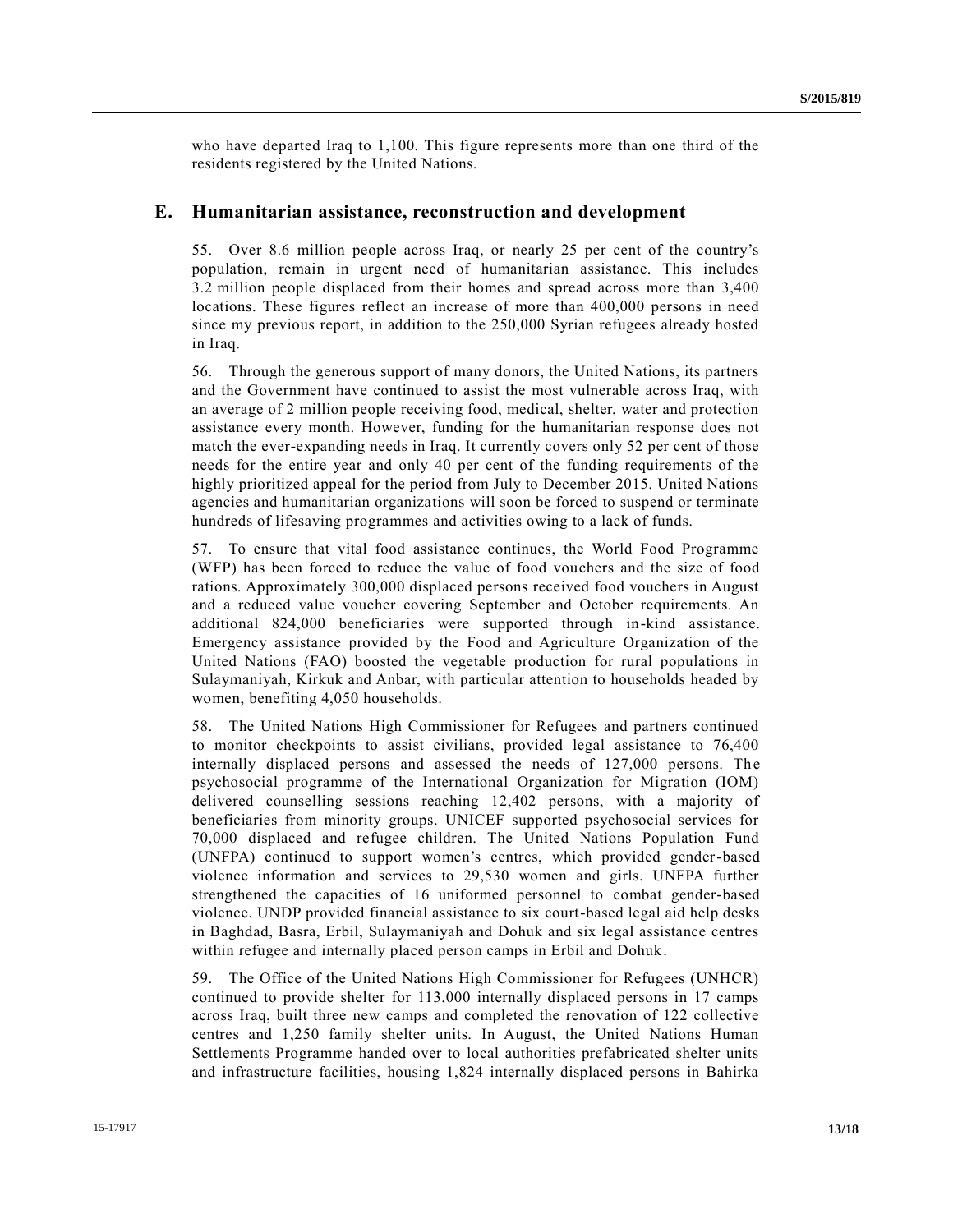who have departed Iraq to 1,100. This figure represents more than one third of the residents registered by the United Nations.

## E. Humanitarian assistance, reconstruction and development

55. Over 8.6 million people across Iraq, or nearly 25 per cent of the country's population, remain in urgent need of humanitarian assistance. This includes 3.2 million people displaced from their homes and spread across more than 3,400 locations. These figures reflect an increase of more than 400,000 persons in need since my previous report, in addition to the 250,000 Syrian refugees already hosted in Iraq.

56. Through the generous support of many donors, the United Nations, its partners and the Government have continued to assist the most vulnerable across Iraq, with an average of 2 million people receiving food, medical, shelter, water and protection assistance every month. However, funding for the humanitarian response does not match the ever-expanding needs in Iraq. It currently covers only 52 per cent of those needs for the entire year and only 40 per cent of the funding requirements of the highly prioritized appeal for the period from July to December 2015. United Nations agencies and humanitarian organizations will soon be forced to suspend or terminate hundreds of lifesaving programmes and activities owing to a lack of funds.

57. To ensure that vital food assistance continues, the World Food Programme (WFP) has been forced to reduce the value of food vouchers and the size of food rations. Approximately 300,000 displaced persons received food vouchers in August and a reduced value voucher covering September and October requirements. An additional 824,000 beneficiaries were supported through in-kind assistance. Emergency assistance provided by the Food and Agriculture Organization of the United Nations (FAO) boosted the vegetable production for rural populations in Sulaymaniyah, Kirkuk and Anbar, with particular attention to households headed by women, benefiting 4,050 households.

58. The United Nations High Commissioner for Refugees and partners continued to monitor checkpoints to assist civilians, provided legal assistance to 76,400 internally displaced persons and assessed the needs of 127,000 persons. The psychosocial programme of the International Organization for Migration (IOM) delivered counselling sessions reaching 12,402 persons, with a majority of beneficiaries from minority groups. UNICEF supported psychosocial services for 70,000 displaced and refugee children. The United Nations Population Fund (UNFPA) continued to support women's centres, which provided gender-based violence information and services to 29,530 women and girls. UNFPA further strengthened the capacities of 16 uniformed personnel to combat gender-based violence. UNDP provided financial assistance to six court-based legal aid help desks in Baghdad, Basra, Erbil, Sulaymaniyah and Dohuk and six legal assistance centres within refugee and internally placed person camps in Erbil and Dohuk.

59. The Office of the United Nations High Commissioner for Refugees (UNHCR) continued to provide shelter for 113,000 internally displaced persons in 17 camps across Iraq, built three new camps and completed the renovation of 122 collective centres and 1,250 family shelter units. In August, the United Nations Human Settlements Programme handed over to local authorities prefabricated shelter units and infrastructure facilities, housing 1,824 internally displaced persons in Bahirka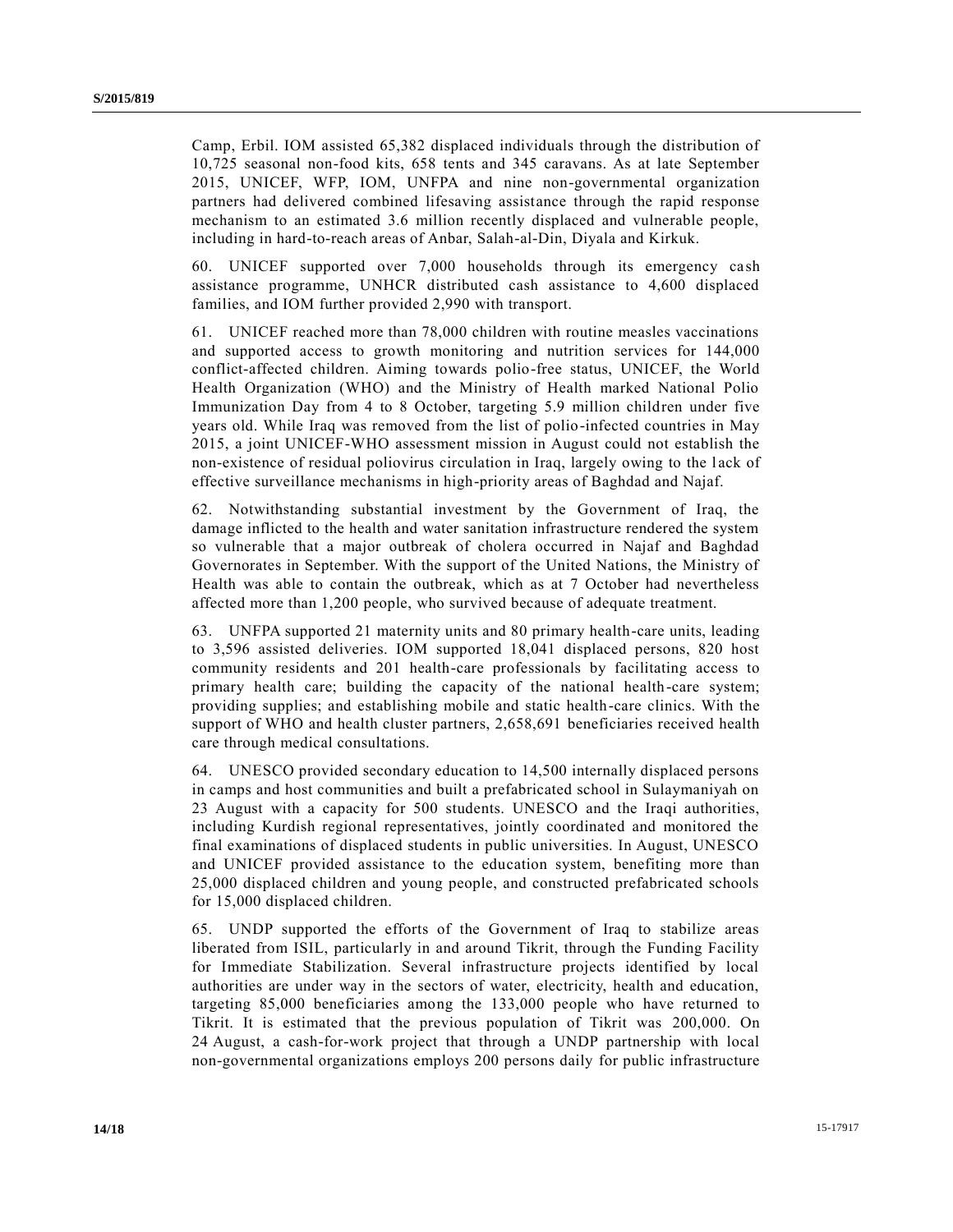Camp, Erbil. IOM assisted 65,382 displaced individuals through the distribution of 10,725 seasonal non-food kits, 658 tents and 345 caravans. As at late September 2015, UNICEF, WFP, IOM, UNFPA and nine non-governmental organization partners had delivered combined lifesaving assistance through the rapid response mechanism to an estimated 3.6 million recently displaced and vulnerable people, including in hard-to-reach areas of Anbar, Salah-al-Din, Diyala and Kirkuk.

60. UNICEF supported over 7,000 households through its emergency cash assistance programme, UNHCR distributed cash assistance to 4,600 displaced families, and IOM further provided 2,990 with transport.

61. UNICEF reached more than 78,000 children with routine measles vaccinations and supported access to growth monitoring and nutrition services for 144,000 conflict-affected children. Aiming towards polio-free status, UNICEF, the World Health Organization (WHO) and the Ministry of Health marked National Polio Immunization Day from 4 to 8 October, targeting 5.9 million children under five years old. While Iraq was removed from the list of polio-infected countries in May 2015, a joint UNICEF-WHO assessment mission in August could not establish the non-existence of residual poliovirus circulation in Iraq, largely owing to the lack of effective surveillance mechanisms in high-priority areas of Baghdad and Najaf.

62. Notwithstanding substantial investment by the Government of Iraq, the damage inflicted to the health and water sanitation infrastructure rendered the system so vulnerable that a major outbreak of cholera occurred in Najaf and Baghdad Governorates in September. With the support of the United Nations, the Ministry of Health was able to contain the outbreak, which as at 7 October had nevertheless affected more than 1,200 people, who survived because of adequate treatment.

63. UNFPA supported 21 maternity units and 80 primary health-care units, leading to 3,596 assisted deliveries. IOM supported 18,041 displaced persons, 820 host community residents and 201 health-care professionals by facilitating access to primary health care; building the capacity of the national health-care system; providing supplies; and establishing mobile and static health-care clinics. With the support of WHO and health cluster partners, 2,658,691 beneficiaries received health care through medical consultations.

64. UNESCO provided secondary education to 14,500 internally displaced persons in camps and host communities and built a prefabricated school in Sulaymaniyah on 23 August with a capacity for 500 students. UNESCO and the Iraqi authorities, including Kurdish regional representatives, jointly coordinated and monitored the final examinations of displaced students in public universities. In August, UNESCO and UNICEF provided assistance to the education system, benefiting more than 25,000 displaced children and young people, and constructed prefabricated schools for 15,000 displaced children.

65. UNDP supported the efforts of the Government of Iraq to stabilize areas liberated from ISIL, particularly in and around Tikrit, through the Funding Facility for Immediate Stabilization. Several infrastructure projects identified by local authorities are under way in the sectors of water, electricity, health and education, targeting 85,000 beneficiaries among the 133,000 people who have returned to Tikrit. It is estimated that the previous population of Tikrit was 200,000. On 24 August, a cash-for-work project that through a UNDP partnership with local non-governmental organizations employs 200 persons daily for public infrastructure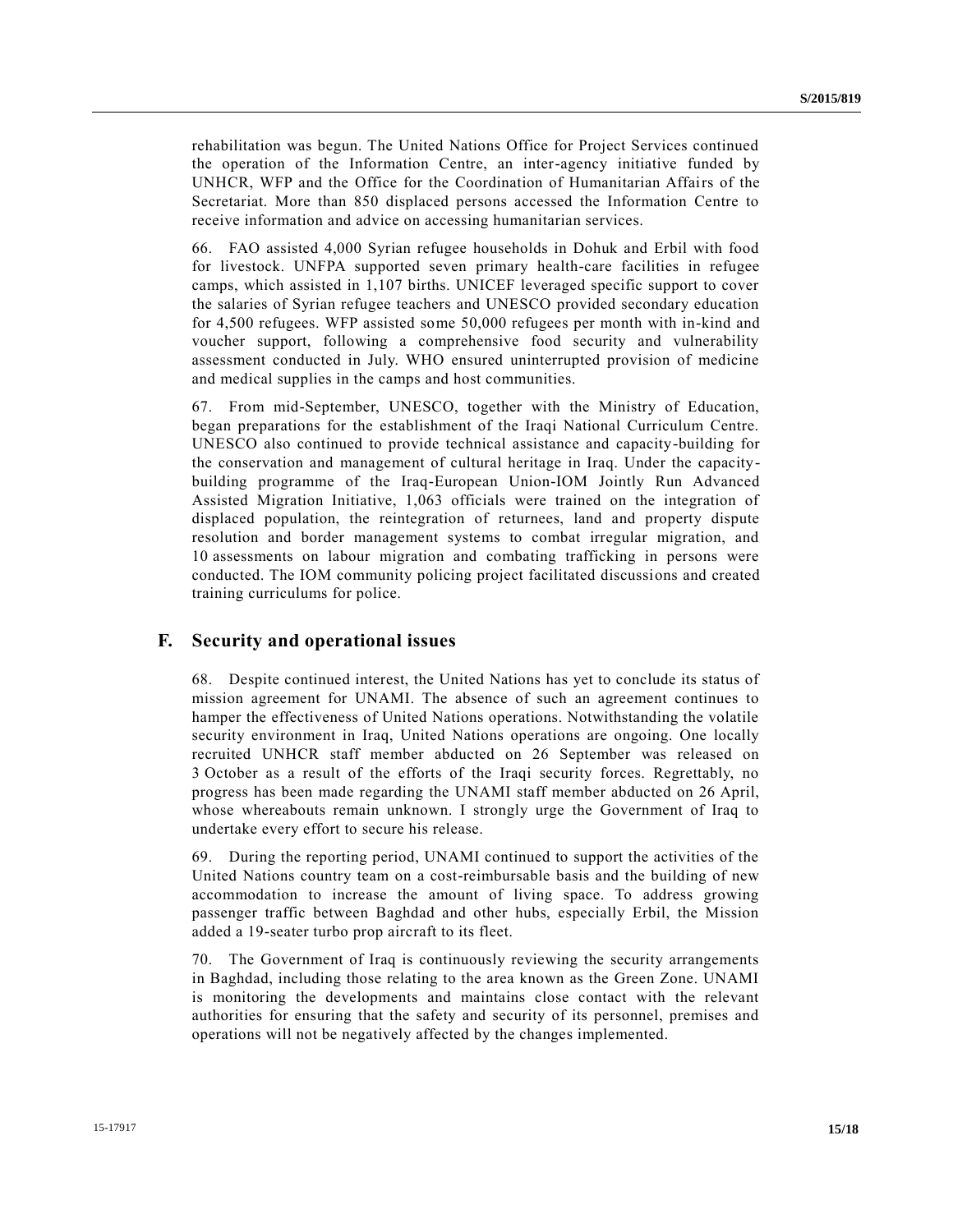rehabilitation was begun. The United Nations Office for Project Services continued the operation of the Information Centre, an inter-agency initiative funded by UNHCR, WFP and the Office for the Coordination of Humanitarian Affairs of the Secretariat. More than 850 displaced persons accessed the Information Centre to receive information and advice on accessing humanitarian services.

66. FAO assisted 4,000 Syrian refugee households in Dohuk and Erbil with food for livestock. UNFPA supported seven primary health-care facilities in refugee camps, which assisted in 1,107 births. UNICEF leveraged specific support to cover the salaries of Syrian refugee teachers and UNESCO provided secondary education for 4,500 refugees. WFP assisted some 50,000 refugees per month with in-kind and voucher support, following a comprehensive food security and vulnerability assessment conducted in July. WHO ensured uninterrupted provision of medicine and medical supplies in the camps and host communities.

67. From mid-September, UNESCO, together with the Ministry of Education, began preparations for the establishment of the Iraqi National Curriculum Centre. UNESCO also continued to provide technical assistance and capacity-building for the conservation and management of cultural heritage in Iraq. Under the capacity-building programme of the Iraq-European Union-IOM Jointly Run Advanced Assisted Migration Initiative, 1,063 officials were trained on the integration of displaced population, the reintegration of returnees, land and property dispute resolution and border management systems to combat irregular migration, and 10 assessments on labour migration and combating trafficking in persons were conducted. The IOM community policing project facilitated discussions and created training curriculums for police.

## F. Security and operational issues

68. Despite continued interest, the United Nations has yet to conclude its status of mission agreement for UNAMI. The absence of such an agreement continues to hamper the effectiveness of United Nations operations. Notwithstanding the volatile security environment in Iraq, United Nations operations are ongoing. One locally recruited UNHCR staff member abducted on 26 September was released on 3 October as a result of the efforts of the Iraqi security forces. Regrettably, no progress has been made regarding the UNAMI staff member abducted on 26 April, whose whereabouts remain unknown. I strongly urge the Government of Iraq to undertake every effort to secure his release.

69. During the reporting period, UNAMI continued to support the activities of the United Nations country team on a cost-reimbursable basis and the building of new accommodation to increase the amount of living space. To address growing passenger traffic between Baghdad and other hubs, especially Erbil, the Mission added a 19-seater turbo prop aircraft to its fleet.

70. The Government of Iraq is continuously reviewing the security arrangements in Baghdad, including those relating to the area known as the Green Zone. UNAMI is monitoring the developments and maintains close contact with the relevant authorities for ensuring that the safety and security of its personnel, premises and operations will not be negatively affected by the changes implemented.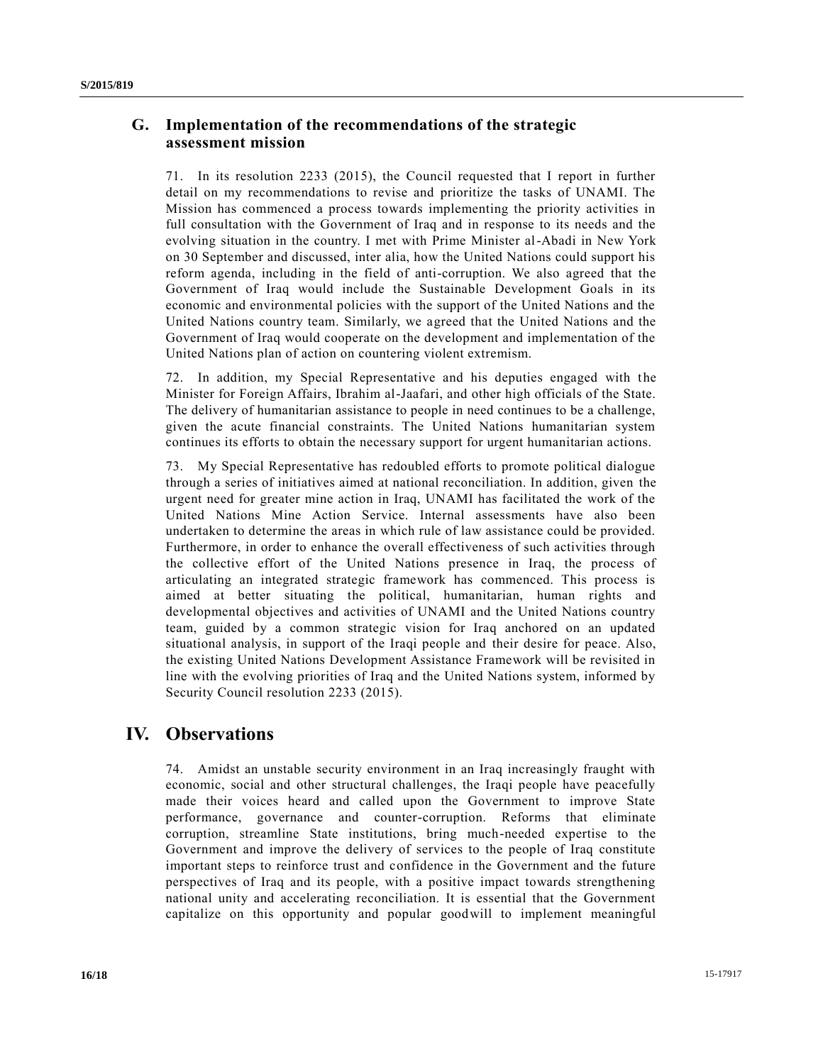## G. Implementation of the recommendations of the strategic assessment mission

71. In its resolution 2233 (2015), the Council requested that I report in further detail on my recommendations to revise and prioritize the tasks of UNAMI. The Mission has commenced a process towards implementing the priority activities in full consultation with the Government of Iraq and in response to its needs and the evolving situation in the country. I met with Prime Minister al-Abadi in New York on 30 September and discussed, inter alia, how the United Nations could support his reform agenda, including in the field of anti-corruption. We also agreed that the Government of Iraq would include the Sustainable Development Goals in its economic and environmental policies with the support of the United Nations and the United Nations country team. Similarly, we agreed that the United Nations and the Government of Iraq would cooperate on the development and implementation of the United Nations plan of action on countering violent extremism.

72. In addition, my Special Representative and his deputies engaged with the Minister for Foreign Affairs, Ibrahim al-Jaafari, and other high officials of the State. The delivery of humanitarian assistance to people in need continues to be a challenge, given the acute financial constraints. The United Nations humanitarian system continues its efforts to obtain the necessary support for urgent humanitarian actions.

73. My Special Representative has redoubled efforts to promote political dialogue through a series of initiatives aimed at national reconciliation. In addition, given the urgent need for greater mine action in Iraq, UNAMI has facilitated the work of the United Nations Mine Action Service. Internal assessments have also been undertaken to determine the areas in which rule of law assistance could be provided. Furthermore, in order to enhance the overall effectiveness of such activities through the collective effort of the United Nations presence in Iraq, the process of articulating an integrated strategic framework has commenced. This process is aimed at better situating the political, humanitarian, human rights and developmental objectives and activities of UNAMI and the United Nations country team, guided by a common strategic vision for Iraq anchored on an updated situational analysis, in support of the Iraqi people and their desire for peace. Also, the existing United Nations Development Assistance Framework will be revisited in line with the evolving priorities of Iraq and the United Nations system, informed by Security Council resolution 2233 (2015).

# IV. Observations

74. Amidst an unstable security environment in an Iraq increasingly fraught with economic, social and other structural challenges, the Iraqi people have peacefully made their voices heard and called upon the Government to improve State performance, governance and counter-corruption. Reforms that eliminate corruption, streamline State institutions, bring much-needed expertise to the Government and improve the delivery of services to the people of Iraq constitute important steps to reinforce trust and confidence in the Government and the future perspectives of Iraq and its people, with a positive impact towards strengthening national unity and accelerating reconciliation. It is essential that the Government capitalize on this opportunity and popular goodwill to implement meaningful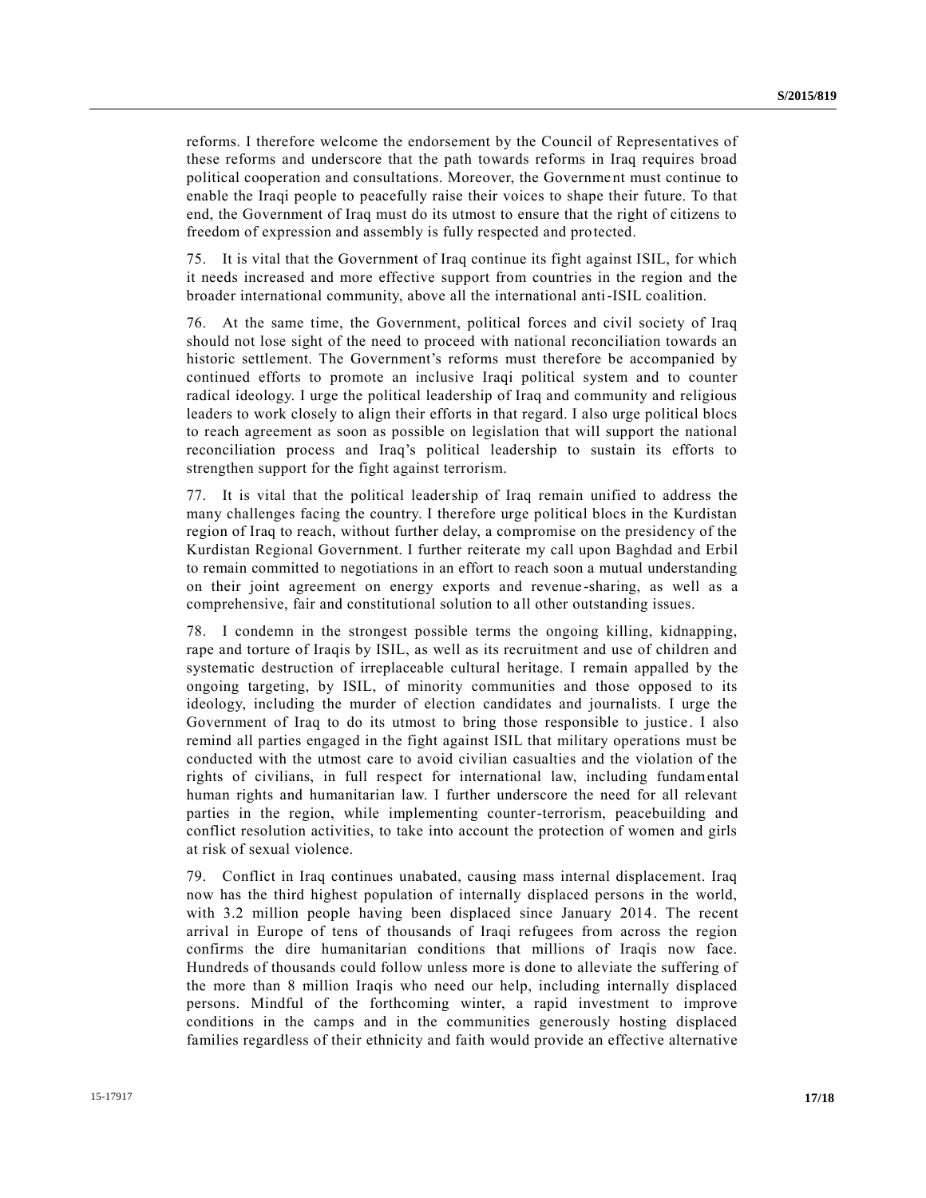reforms. I therefore welcome the endorsement by the Council of Representatives of these reforms and underscore that the path towards reforms in Iraq requires broad political cooperation and consultations. Moreover, the Government must continue to enable the Iraqi people to peacefully raise their voices to shape their future. To that end, the Government of Iraq must do its utmost to ensure that the right of citizens to freedom of expression and assembly is fully respected and protected.

75. It is vital that the Government of Iraq continue its fight against ISIL, for which it needs increased and more effective support from countries in the region and the broader international community, above all the international anti-ISIL coalition.

76. At the same time, the Government, political forces and civil society of Iraq should not lose sight of the need to proceed with national reconciliation towards an historic settlement. The Government's reforms must therefore be accompanied by continued efforts to promote an inclusive Iraqi political system and to counter radical ideology. I urge the political leadership of Iraq and community and religious leaders to work closely to align their efforts in that regard. I also urge political blocs to reach agreement as soon as possible on legislation that will support the national reconciliation process and Iraq's political leadership to sustain its efforts to strengthen support for the fight against terrorism.

77. It is vital that the political leadership of Iraq remain unified to address the many challenges facing the country. I therefore urge political blocs in the Kurdistan region of Iraq to reach, without further delay, a compromise on the presidency of the Kurdistan Regional Government. I further reiterate my call upon Baghdad and Erbil to remain committed to negotiations in an effort to reach soon a mutual understanding on their joint agreement on energy exports and revenue-sharing, as well as a comprehensive, fair and constitutional solution to all other outstanding issues.

78. I condemn in the strongest possible terms the ongoing killing, kidnapping, rape and torture of Iraqis by ISIL, as well as its recruitment and use of children and systematic destruction of irreplaceable cultural heritage. I remain appalled by the ongoing targeting, by ISIL, of minority communities and those opposed to its ideology, including the murder of election candidates and journalists. I urge the Government of Iraq to do its utmost to bring those responsible to justice. I also remind all parties engaged in the fight against ISIL that military operations must be conducted with the utmost care to avoid civilian casualties and the violation of the rights of civilians, in full respect for international law, including fundamental human rights and humanitarian law. I further underscore the need for all relevant parties in the region, while implementing counter-terrorism, peacebuilding and conflict resolution activities, to take into account the protection of women and girls at risk of sexual violence.

79. Conflict in Iraq continues unabated, causing mass internal displacement. Iraq now has the third highest population of internally displaced persons in the world, with 3.2 million people having been displaced since January 2014. The recent arrival in Europe of tens of thousands of Iraqi refugees from across the region confirms the dire humanitarian conditions that millions of Iraqis now face. Hundreds of thousands could follow unless more is done to alleviate the suffering of the more than 8 million Iraqis who need our help, including internally displaced persons. Mindful of the forthcoming winter, a rapid investment to improve conditions in the camps and in the communities generously hosting displaced families regardless of their ethnicity and faith would provide an effective alternative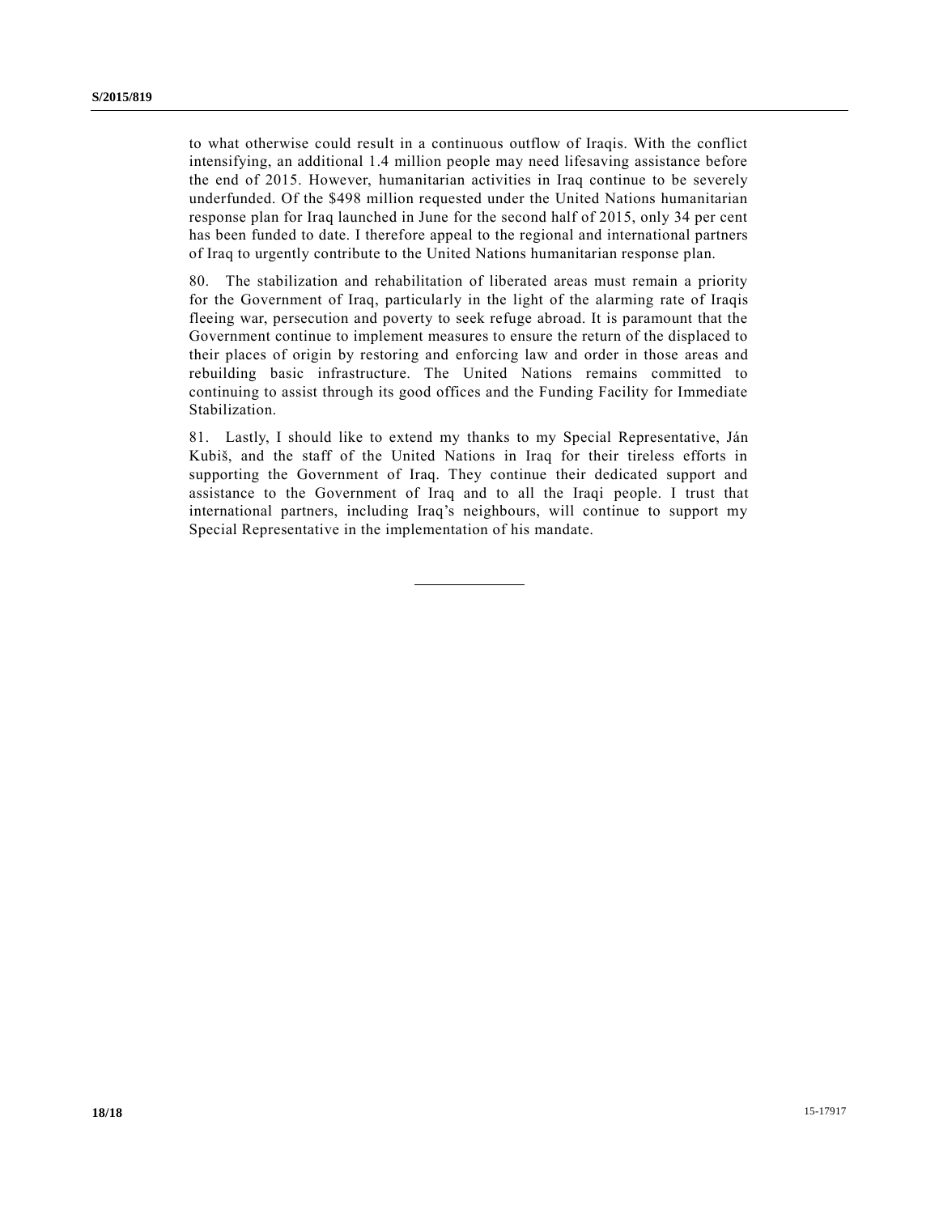to what otherwise could result in a continuous outflow of Iraqis. With the conflict intensifying, an additional 1.4 million people may need lifesaving assistance before the end of 2015. However, humanitarian activities in Iraq continue to be severely underfunded. Of the $498 million requested under the United Nations humanitarian response plan for Iraq launched in June for the second half of 2015, only 34 per cent has been funded to date. I therefore appeal to the regional and international partners of Iraq to urgently contribute to the United Nations humanitarian response plan.

80. The stabilization and rehabilitation of liberated areas must remain a priority for the Government of Iraq, particularly in the light of the alarming rate of Iraqis fleeing war, persecution and poverty to seek refuge abroad. It is paramount that the Government continue to implement measures to ensure the return of the displaced to their places of origin by restoring and enforcing law and order in those areas and rebuilding basic infrastructure. The United Nations remains committed to continuing to assist through its good offices and the Funding Facility for Immediate Stabilization.

81. Lastly, I should like to extend my thanks to my Special Representative, Ján Kubiš, and the staff of the United Nations in Iraq for their tireless efforts in supporting the Government of Iraq. They continue their dedicated support and assistance to the Government of Iraq and to all the Iraqi people. I trust that international partners, including Iraq's neighbours, will continue to support my Special Representative in the implementation of his mandate.